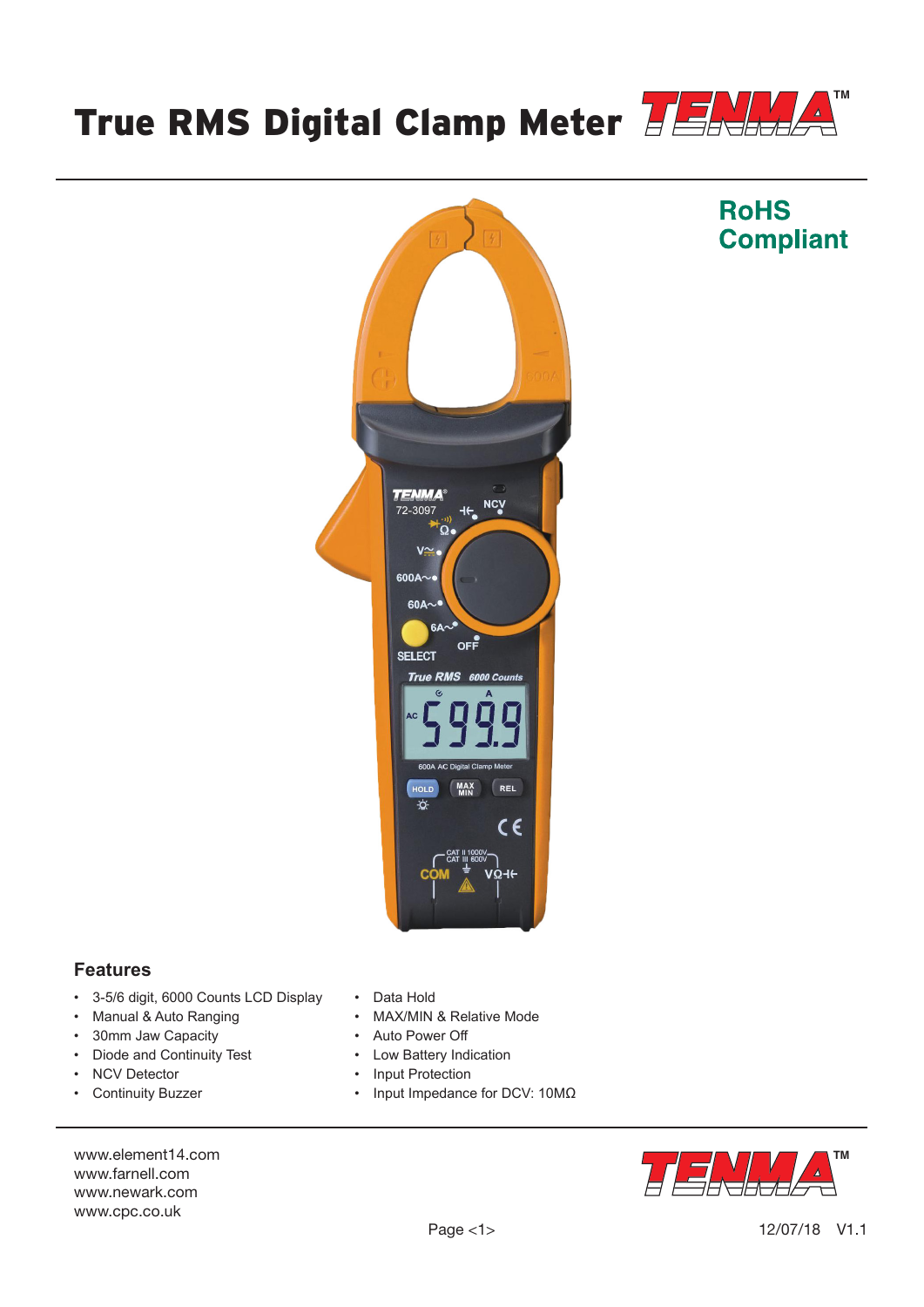# True RMS Digital Clamp Meter

**RoHS Compliant**

## Features

- 3-5/6 digit, 6000 Counts LCD Display
- Manual & Auto Ranging
- 30mm Jaw Capacity
- Diode and Continuity Test
- NCV Detector
- Continuity Buzzer
- Data Hold
- MAX/MIN & Relative Mode
- Auto Power Off
- Low Battery Indication
- Input Protection
- Input Impedance for DCV: 10MΩ

www.element14.com
www.farnell.com
www.newark.com
www.cpc.co.uk

12/07/18 V1.1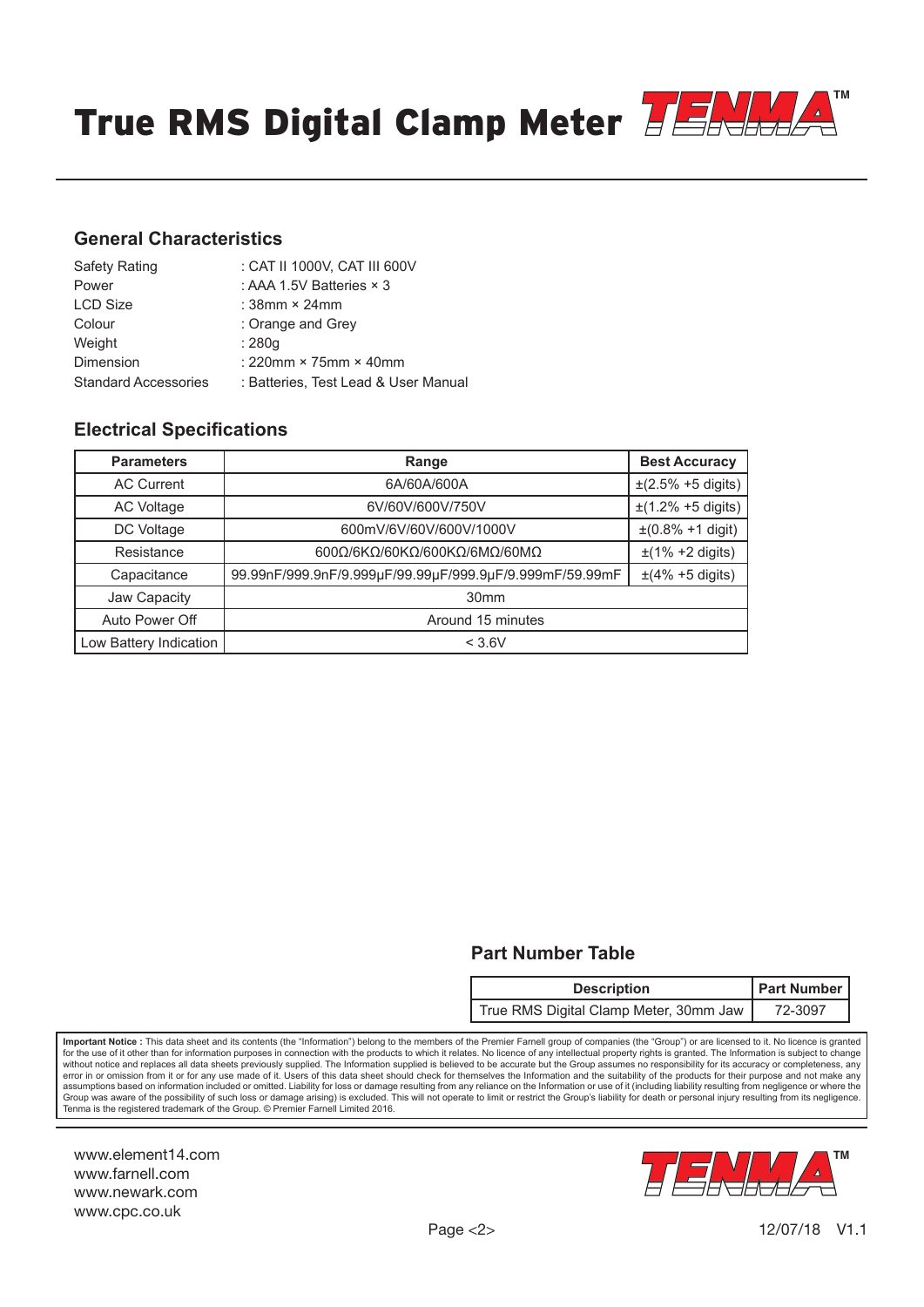# True RMS Digital Clamp Meter TENMA™

## General Characteristics

| | |
|---|---|
| Safety Rating | : CAT II 1000V, CAT III 600V |
| Power | : AAA 1.5V Batteries × 3 |
| LCD Size | : 38mm × 24mm |
| Colour | : Orange and Grey |
| Weight | : 280g |
| Dimension | : 220mm × 75mm × 40mm |
| Standard Accessories | : Batteries, Test Lead & User Manual |

## Electrical Specifications

| Parameters | Range | Best Accuracy |
|---|---|---|
| AC Current | 6A/60A/600A | ±(2.5% +5 digits) |
| AC Voltage | 6V/60V/600V/750V | ±(1.2% +5 digits) |
| DC Voltage | 600mV/6V/60V/600V/1000V | ±(0.8% +1 digit) |
| Resistance | 600Ω/6KΩ/60KΩ/600KΩ/6MΩ/60MΩ | ±(1% +2 digits) |
| Capacitance | 99.99nF/999.9nF/9.999μF/99.99μF/999.9μF/9.999mF/59.99mF | ±(4% +5 digits) |
| Jaw Capacity | 30mm | |
| Auto Power Off | Around 15 minutes | |
| Low Battery Indication | < 3.6V | |

## Part Number Table

| Description | Part Number |
|---|---|
| True RMS Digital Clamp Meter, 30mm Jaw | 72-3097 |

**Important Notice :** This data sheet and its contents (the "Information") belong to the members of the Premier Farnell group of companies (the "Group") or are licensed to it. No licence is granted for the use of it other than for information purposes in connection with the products to which it relates. No licence of any intellectual property rights is granted. The Information is subject to change without notice and replaces all data sheets previously supplied. The Information supplied is believed to be accurate but the Group assumes no responsibility for its accuracy or completeness, any error in or omission from it or for any use made of it. Users of this data sheet should check for themselves the Information and the suitability of the products for their purpose and not make any assumptions based on information included or omitted. Liability for loss or damage resulting from any reliance on the Information or use of it (including liability resulting from negligence or where the Group was aware of the possibility of such loss or damage arising) is excluded. This will not operate to limit or restrict the Group's liability for death or personal injury resulting from its negligence. Tenma is the registered trademark of the Group. © Premier Farnell Limited 2016.

www.element14.com
www.farnell.com
www.newark.com
www.cpc.co.uk

12/07/18 V1.1